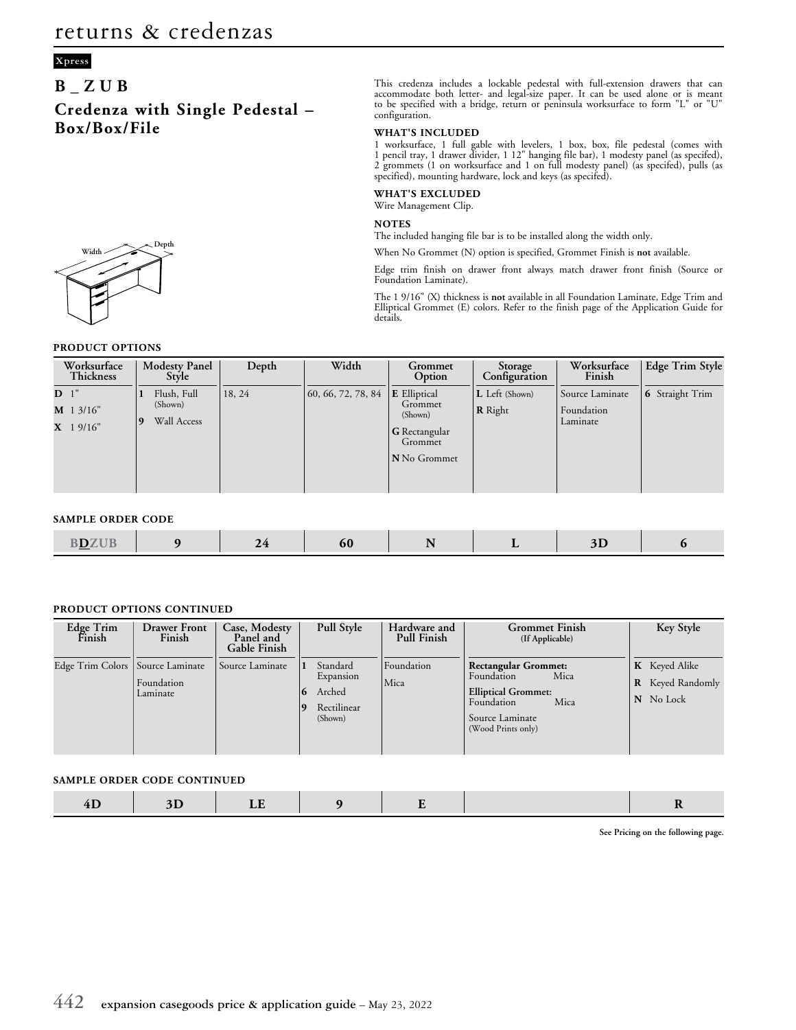# returns & credenzas

Xpress

## B _ Z U B

## Credenza with Single Pedestal – Box/Box/File

This credenza includes a lockable pedestal with full-extension drawers that can accommodate both letter- and legal-size paper. It can be used alone or is meant to be specified with a bridge, return or peninsula worksurface to form "L" or "U" configuration.

**WHAT'S INCLUDED**

1 worksurface, 1 full gable with levelers, 1 box, box, file pedestal (comes with 1 pencil tray, 1 drawer divider, 1 12" hanging file bar), 1 modesty panel (as specifed), 2 grommets (1 on worksurface and 1 on full modesty panel) (as specifed), pulls (as specified), mounting hardware, lock and keys (as specifed).

**WHAT'S EXCLUDED**

Wire Management Clip.

**NOTES**

The included hanging file bar is to be installed along the width only.

When No Grommet (N) option is specified, Grommet Finish is **not** available.

Edge trim finish on drawer front always match drawer front finish (Source or Foundation Laminate).

The 1 9/16" (X) thickness is **not** available in all Foundation Laminate, Edge Trim and Elliptical Grommet (E) colors. Refer to the finish page of the Application Guide for details.

Width Depth

### PRODUCT OPTIONS

| Worksurface Thickness | Modesty Panel Style | Depth | Width | Grommet Option | Storage Configuration | Worksurface Finish | Edge Trim Style |
|---|---|---|---|---|---|---|---|
| **D** 1"<br>**M** 1 3/16"<br>**X** 1 9/16" | **1** Flush, Full (Shown)<br>**9** Wall Access | 18, 24 | 60, 66, 72, 78, 84 | **E** Elliptical Grommet (Shown)<br>**G** Rectangular Grommet<br>**N** No Grommet | **L** Left (Shown)<br>**R** Right | Source Laminate<br>Foundation Laminate | **6** Straight Trim |

### SAMPLE ORDER CODE

| B**D**ZUB | 9 | 24 | 60 | N | L | 3D | 6 |
|---|---|---|---|---|---|---|---|

### PRODUCT OPTIONS CONTINUED

| Edge Trim Finish | Drawer Front Finish | Case, Modesty Panel and Gable Finish | Pull Style | Hardware and Pull Finish | Grommet Finish (If Applicable) | Key Style |
|---|---|---|---|---|---|---|
| Edge Trim Colors | Source Laminate<br>Foundation Laminate | Source Laminate | **1** Standard Expansion<br>**6** Arched<br>**9** Rectilinear (Shown) | Foundation<br>Mica | **Rectangular Grommet:** Foundation Mica<br>**Elliptical Grommet:** Foundation Mica<br>Source Laminate (Wood Prints only) | **K** Keyed Alike<br>**R** Keyed Randomly<br>**N** No Lock |

### SAMPLE ORDER CODE CONTINUED

| 4D | 3D | LE | 9 | E | | R |
|---|---|---|---|---|---|---|

**See Pricing on the following page.**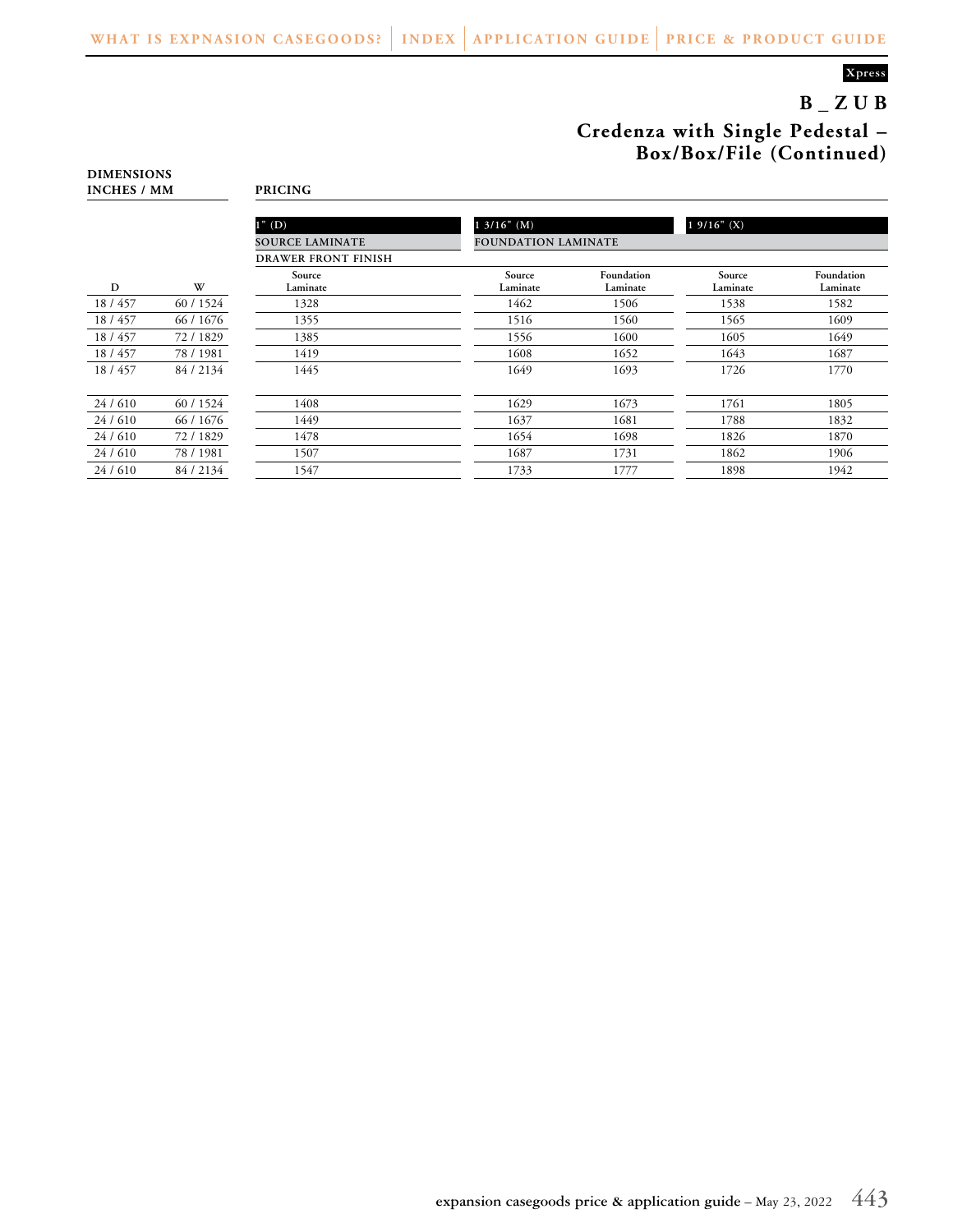Xpress

# B _ Z U B

## Credenza with Single Pedestal – Box/Box/File (Continued)

| DIMENSIONS INCHES / MM | | PRICING | | | | |
|---|---|---|---|---|---|---|
| | | 1" (D) | 1 3/16" (M) | | 1 9/16" (X) | |
| | | SOURCE LAMINATE | FOUNDATION LAMINATE | | | |
| | | DRAWER FRONT FINISH | | | | |
| D | W | Source Laminate | Source Laminate | Foundation Laminate | Source Laminate | Foundation Laminate |
| 18 / 457 | 60 / 1524 | 1328 | 1462 | 1506 | 1538 | 1582 |
| 18 / 457 | 66 / 1676 | 1355 | 1516 | 1560 | 1565 | 1609 |
| 18 / 457 | 72 / 1829 | 1385 | 1556 | 1600 | 1605 | 1649 |
| 18 / 457 | 78 / 1981 | 1419 | 1608 | 1652 | 1643 | 1687 |
| 18 / 457 | 84 / 2134 | 1445 | 1649 | 1693 | 1726 | 1770 |
| 24 / 610 | 60 / 1524 | 1408 | 1629 | 1673 | 1761 | 1805 |
| 24 / 610 | 66 / 1676 | 1449 | 1637 | 1681 | 1788 | 1832 |
| 24 / 610 | 72 / 1829 | 1478 | 1654 | 1698 | 1826 | 1870 |
| 24 / 610 | 78 / 1981 | 1507 | 1687 | 1731 | 1862 | 1906 |
| 24 / 610 | 84 / 2134 | 1547 | 1733 | 1777 | 1898 | 1942 |